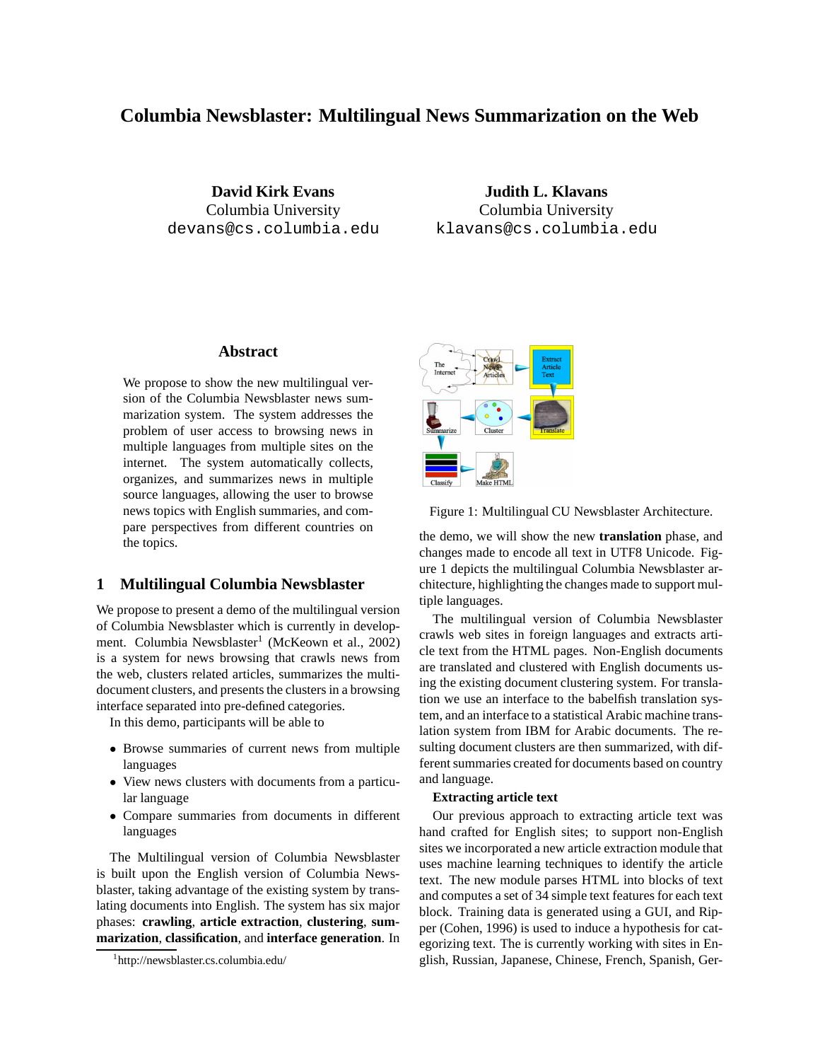# Columbia Newsblaster: Multilingual News Summarization on the Web

**David Kirk Evans**
Columbia University
devans@cs.columbia.edu

**Judith L. Klavans**
Columbia University
klavans@cs.columbia.edu

## Abstract

We propose to show the new multilingual version of the Columbia Newsblaster news summarization system. The system addresses the problem of user access to browsing news in multiple languages from multiple sites on the internet. The system automatically collects, organizes, and summarizes news in multiple source languages, allowing the user to browse news topics with English summaries, and compare perspectives from different countries on the topics.

## 1 Multilingual Columbia Newsblaster

We propose to present a demo of the multilingual version of Columbia Newsblaster which is currently in development. Columbia Newsblaster[1] (McKeown et al., 2002) is a system for news browsing that crawls news from the web, clusters related articles, summarizes the multi-document clusters, and presents the clusters in a browsing interface separated into pre-defined categories.

In this demo, participants will be able to

- Browse summaries of current news from multiple languages
- View news clusters with documents from a particular language
- Compare summaries from documents in different languages

The Multilingual version of Columbia Newsblaster is built upon the English version of Columbia Newsblaster, taking advantage of the existing system by translating documents into English. The system has six major phases: **crawling**, **article extraction**, **clustering**, **summarization**, **classification**, and **interface generation**. In the demo, we will show the new **translation** phase, and changes made to encode all text in UTF8 Unicode. Figure 1 depicts the multilingual Columbia Newsblaster architecture, highlighting the changes made to support multiple languages.

Figure 1: Multilingual CU Newsblaster Architecture.

The multilingual version of Columbia Newsblaster crawls web sites in foreign languages and extracts article text from the HTML pages. Non-English documents are translated and clustered with English documents using the existing document clustering system. For translation we use an interface to the babelfish translation system, and an interface to a statistical Arabic machine translation system from IBM for Arabic documents. The resulting document clusters are then summarized, with different summaries created for documents based on country and language.

**Extracting article text**

Our previous approach to extracting article text was hand crafted for English sites; to support non-English sites we incorporated a new article extraction module that uses machine learning techniques to identify the article text. The new module parses HTML into blocks of text and computes a set of 34 simple text features for each text block. Training data is generated using a GUI, and Ripper (Cohen, 1996) is used to induce a hypothesis for categorizing text. The is currently working with sites in English, Russian, Japanese, Chinese, French, Spanish, Ger-

[1] http://newsblaster.cs.columbia.edu/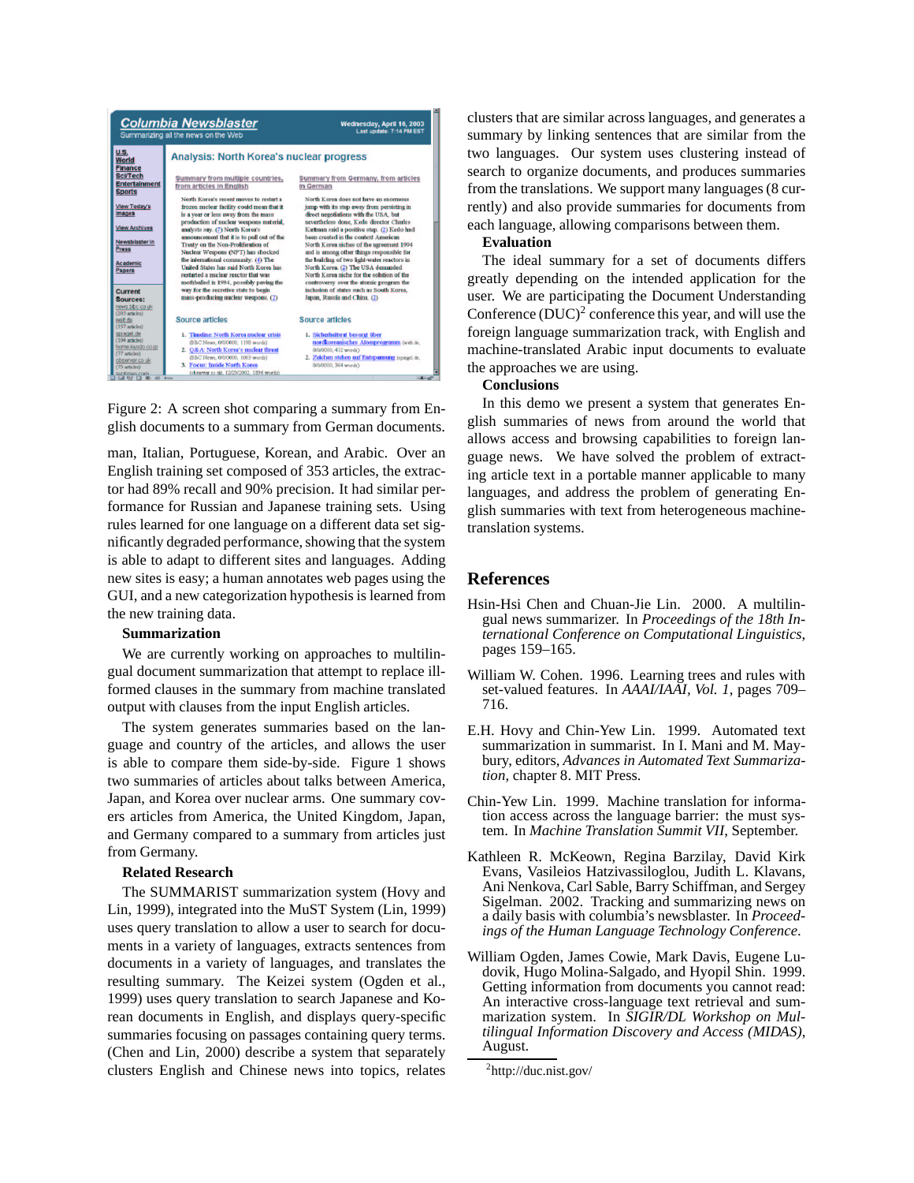Figure 2: A screen shot comparing a summary from English documents to a summary from German documents.

man, Italian, Portuguese, Korean, and Arabic. Over an English training set composed of 353 articles, the extractor had 89% recall and 90% precision. It had similar performance for Russian and Japanese training sets. Using rules learned for one language on a different data set significantly degraded performance, showing that the system is able to adapt to different sites and languages. Adding new sites is easy; a human annotates web pages using the GUI, and a new categorization hypothesis is learned from the new training data.

**Summarization**

We are currently working on approaches to multilingual document summarization that attempt to replace ill-formed clauses in the summary from machine translated output with clauses from the input English articles.

The system generates summaries based on the language and country of the articles, and allows the user is able to compare them side-by-side. Figure 1 shows two summaries of articles about talks between America, Japan, and Korea over nuclear arms. One summary covers articles from America, the United Kingdom, Japan, and Germany compared to a summary from articles just from Germany.

**Related Research**

The SUMMARIST summarization system (Hovy and Lin, 1999), integrated into the MuST System (Lin, 1999) uses query translation to allow a user to search for documents in a variety of languages, extracts sentences from documents in a variety of languages, and translates the resulting summary. The Keizei system (Ogden et al., 1999) uses query translation to search Japanese and Korean documents in English, and displays query-specific summaries focusing on passages containing query terms. (Chen and Lin, 2000) describe a system that separately clusters English and Chinese news into topics, relates clusters that are similar across languages, and generates a summary by linking sentences that are similar from the two languages. Our system uses clustering instead of search to organize documents, and produces summaries from the translations. We support many languages (8 currently) and also provide summaries for documents from each language, allowing comparisons between them.

**Evaluation**

The ideal summary for a set of documents differs greatly depending on the intended application for the user. We are participating the Document Understanding Conference (DUC)[2] conference this year, and will use the foreign language summarization track, with English and machine-translated Arabic input documents to evaluate the approaches we are using.

**Conclusions**

In this demo we present a system that generates English summaries of news from around the world that allows access and browsing capabilities to foreign language news. We have solved the problem of extracting article text in a portable manner applicable to many languages, and address the problem of generating English summaries with text from heterogeneous machine-translation systems.

## References

Hsin-Hsi Chen and Chuan-Jie Lin. 2000. A multilingual news summarizer. In *Proceedings of the 18th International Conference on Computational Linguistics*, pages 159–165.

William W. Cohen. 1996. Learning trees and rules with set-valued features. In *AAAI/IAAI, Vol. 1*, pages 709–716.

E.H. Hovy and Chin-Yew Lin. 1999. Automated text summarization in summarist. In I. Mani and M. Maybury, editors, *Advances in Automated Text Summarization*, chapter 8. MIT Press.

Chin-Yew Lin. 1999. Machine translation for information access across the language barrier: the must system. In *Machine Translation Summit VII*, September.

Kathleen R. McKeown, Regina Barzilay, David Kirk Evans, Vasileios Hatzivassiloglou, Judith L. Klavans, Ani Nenkova, Carl Sable, Barry Schiffman, and Sergey Sigelman. 2002. Tracking and summarizing news on a daily basis with columbia's newsblaster. In *Proceedings of the Human Language Technology Conference*.

William Ogden, James Cowie, Mark Davis, Eugene Ludovik, Hugo Molina-Salgado, and Hypoil Shin. 1999. Getting information from documents you cannot read: An interactive cross-language text retrieval and summarization system. In *SIGIR/DL Workshop on Multilingual Information Discovery and Access (MIDAS)*, August.

[2] http://duc.nist.gov/